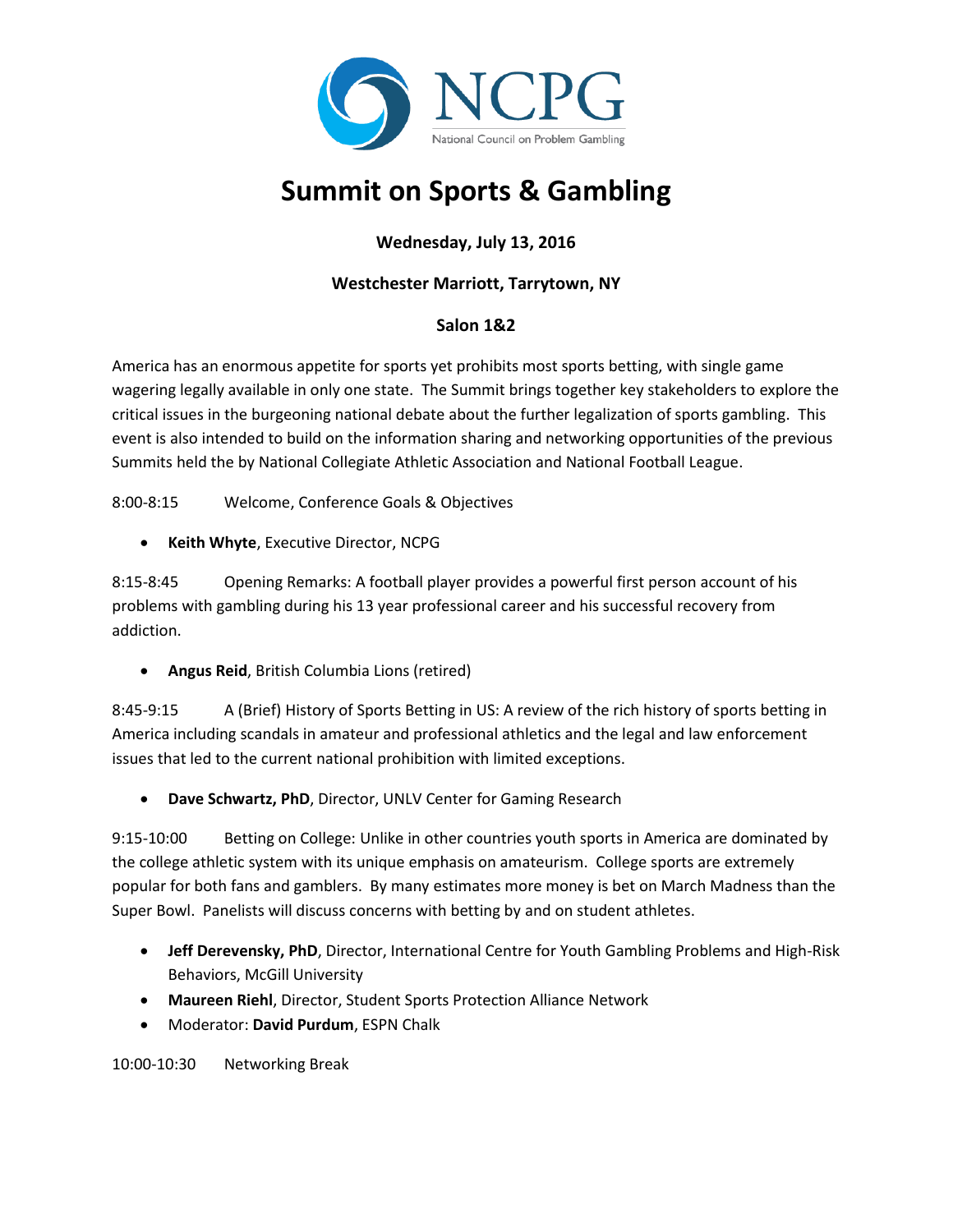NCPG

National Council on Problem Gambling

# Summit on Sports & Gambling

**Wednesday, July 13, 2016**

**Westchester Marriott, Tarrytown, NY**

**Salon 1&2**

America has an enormous appetite for sports yet prohibits most sports betting, with single game wagering legally available in only one state. The Summit brings together key stakeholders to explore the critical issues in the burgeoning national debate about the further legalization of sports gambling. This event is also intended to build on the information sharing and networking opportunities of the previous Summits held the by National Collegiate Athletic Association and National Football League.

8:00-8:15 Welcome, Conference Goals & Objectives

- **Keith Whyte**, Executive Director, NCPG

8:15-8:45 Opening Remarks: A football player provides a powerful first person account of his problems with gambling during his 13 year professional career and his successful recovery from addiction.

- **Angus Reid**, British Columbia Lions (retired)

8:45-9:15 A (Brief) History of Sports Betting in US: A review of the rich history of sports betting in America including scandals in amateur and professional athletics and the legal and law enforcement issues that led to the current national prohibition with limited exceptions.

- **Dave Schwartz, PhD**, Director, UNLV Center for Gaming Research

9:15-10:00 Betting on College: Unlike in other countries youth sports in America are dominated by the college athletic system with its unique emphasis on amateurism. College sports are extremely popular for both fans and gamblers. By many estimates more money is bet on March Madness than the Super Bowl. Panelists will discuss concerns with betting by and on student athletes.

- **Jeff Derevensky, PhD**, Director, International Centre for Youth Gambling Problems and High-Risk Behaviors, McGill University
- **Maureen Riehl**, Director, Student Sports Protection Alliance Network
- Moderator: **David Purdum**, ESPN Chalk

10:00-10:30 Networking Break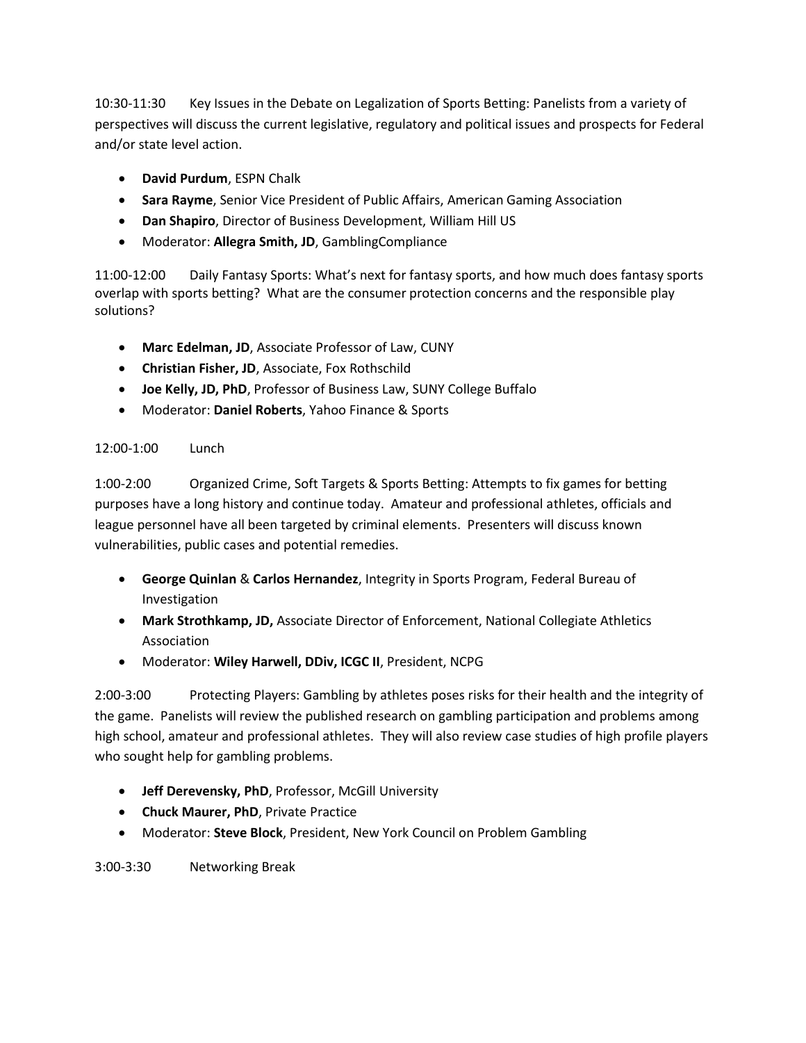10:30-11:30 Key Issues in the Debate on Legalization of Sports Betting: Panelists from a variety of perspectives will discuss the current legislative, regulatory and political issues and prospects for Federal and/or state level action.

- **David Purdum**, ESPN Chalk
- **Sara Rayme**, Senior Vice President of Public Affairs, American Gaming Association
- **Dan Shapiro**, Director of Business Development, William Hill US
- Moderator: **Allegra Smith, JD**, GamblingCompliance

11:00-12:00 Daily Fantasy Sports: What's next for fantasy sports, and how much does fantasy sports overlap with sports betting? What are the consumer protection concerns and the responsible play solutions?

- **Marc Edelman, JD**, Associate Professor of Law, CUNY
- **Christian Fisher, JD**, Associate, Fox Rothschild
- **Joe Kelly, JD, PhD**, Professor of Business Law, SUNY College Buffalo
- Moderator: **Daniel Roberts**, Yahoo Finance & Sports

12:00-1:00 Lunch

1:00-2:00 Organized Crime, Soft Targets & Sports Betting: Attempts to fix games for betting purposes have a long history and continue today. Amateur and professional athletes, officials and league personnel have all been targeted by criminal elements. Presenters will discuss known vulnerabilities, public cases and potential remedies.

- **George Quinlan** & **Carlos Hernandez**, Integrity in Sports Program, Federal Bureau of Investigation
- **Mark Strothkamp, JD,** Associate Director of Enforcement, National Collegiate Athletics Association
- Moderator: **Wiley Harwell, DDiv, ICGC II**, President, NCPG

2:00-3:00 Protecting Players: Gambling by athletes poses risks for their health and the integrity of the game. Panelists will review the published research on gambling participation and problems among high school, amateur and professional athletes. They will also review case studies of high profile players who sought help for gambling problems.

- **Jeff Derevensky, PhD**, Professor, McGill University
- **Chuck Maurer, PhD**, Private Practice
- Moderator: **Steve Block**, President, New York Council on Problem Gambling

3:00-3:30 Networking Break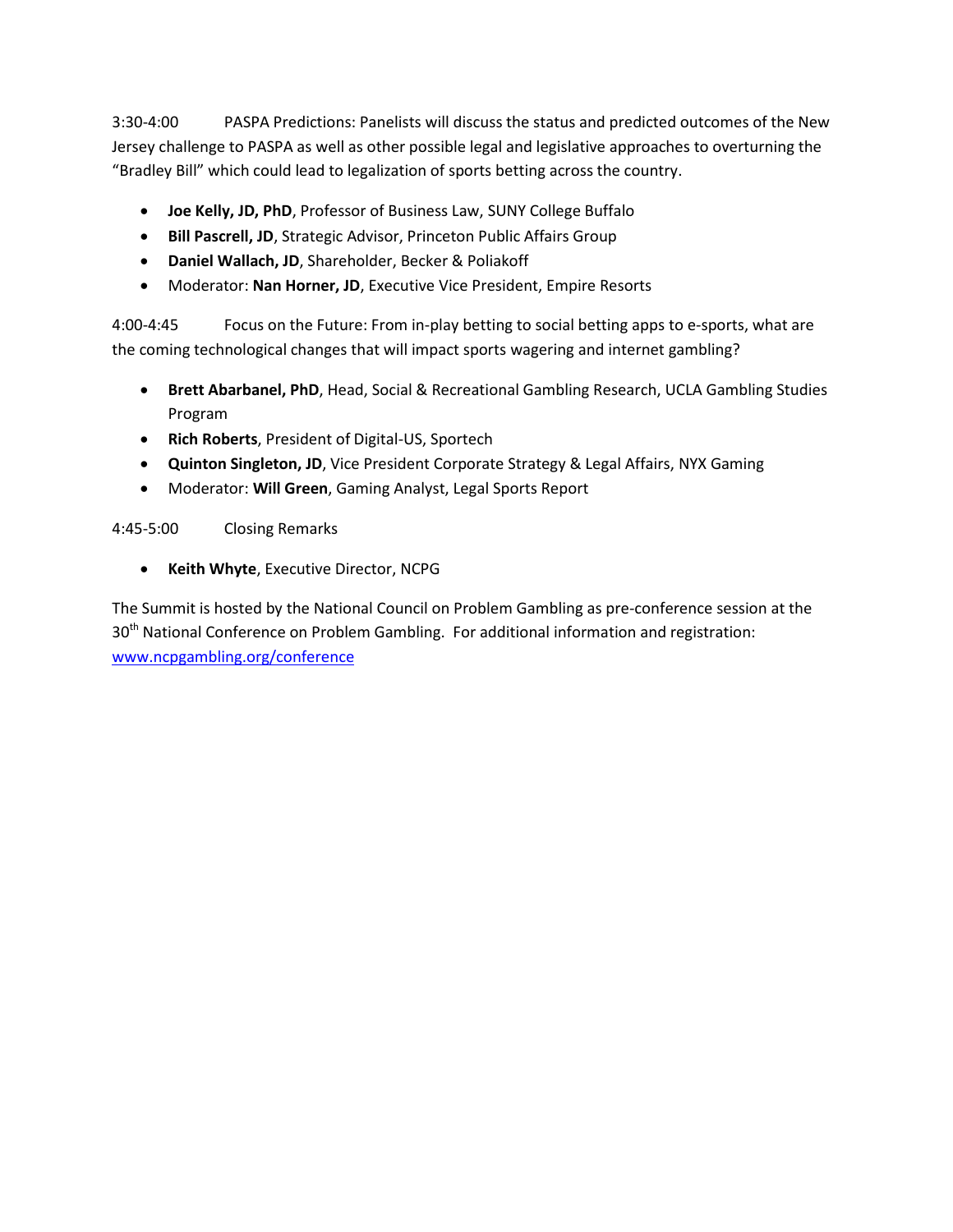3:30-4:00 PASPA Predictions: Panelists will discuss the status and predicted outcomes of the New Jersey challenge to PASPA as well as other possible legal and legislative approaches to overturning the "Bradley Bill" which could lead to legalization of sports betting across the country.

- **Joe Kelly, JD, PhD**, Professor of Business Law, SUNY College Buffalo
- **Bill Pascrell, JD**, Strategic Advisor, Princeton Public Affairs Group
- **Daniel Wallach, JD**, Shareholder, Becker & Poliakoff
- Moderator: **Nan Horner, JD**, Executive Vice President, Empire Resorts

4:00-4:45 Focus on the Future: From in-play betting to social betting apps to e-sports, what are the coming technological changes that will impact sports wagering and internet gambling?

- **Brett Abarbanel, PhD**, Head, Social & Recreational Gambling Research, UCLA Gambling Studies Program
- **Rich Roberts**, President of Digital-US, Sportech
- **Quinton Singleton, JD**, Vice President Corporate Strategy & Legal Affairs, NYX Gaming
- Moderator: **Will Green**, Gaming Analyst, Legal Sports Report

4:45-5:00 Closing Remarks

- **Keith Whyte**, Executive Director, NCPG

The Summit is hosted by the National Council on Problem Gambling as pre-conference session at the 30th National Conference on Problem Gambling. For additional information and registration: www.ncpgambling.org/conference